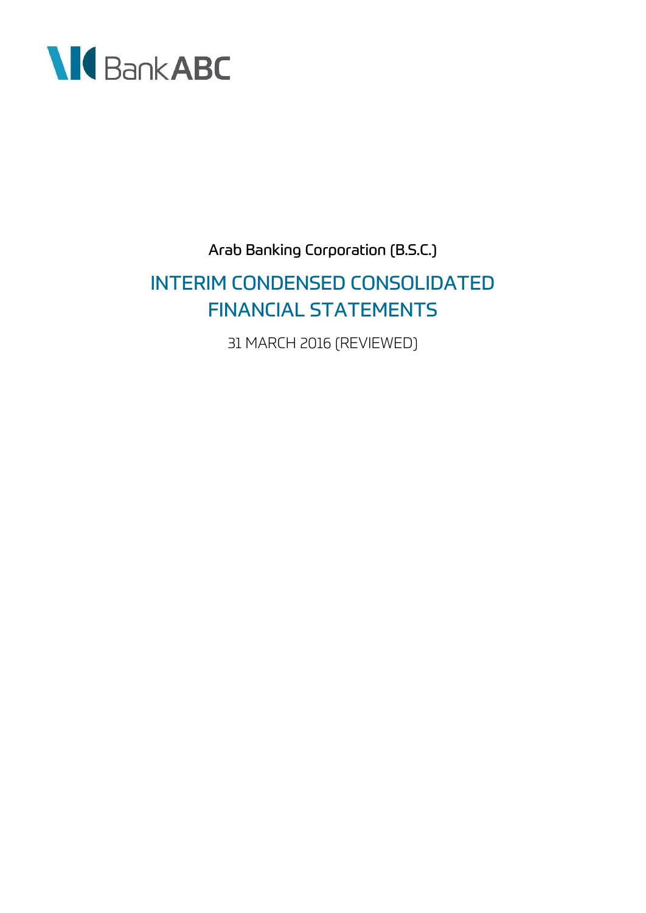Bank ABC

Arab Banking Corporation (B.S.C.)

# INTERIM CONDENSED CONSOLIDATED FINANCIAL STATEMENTS

31 MARCH 2016 (REVIEWED)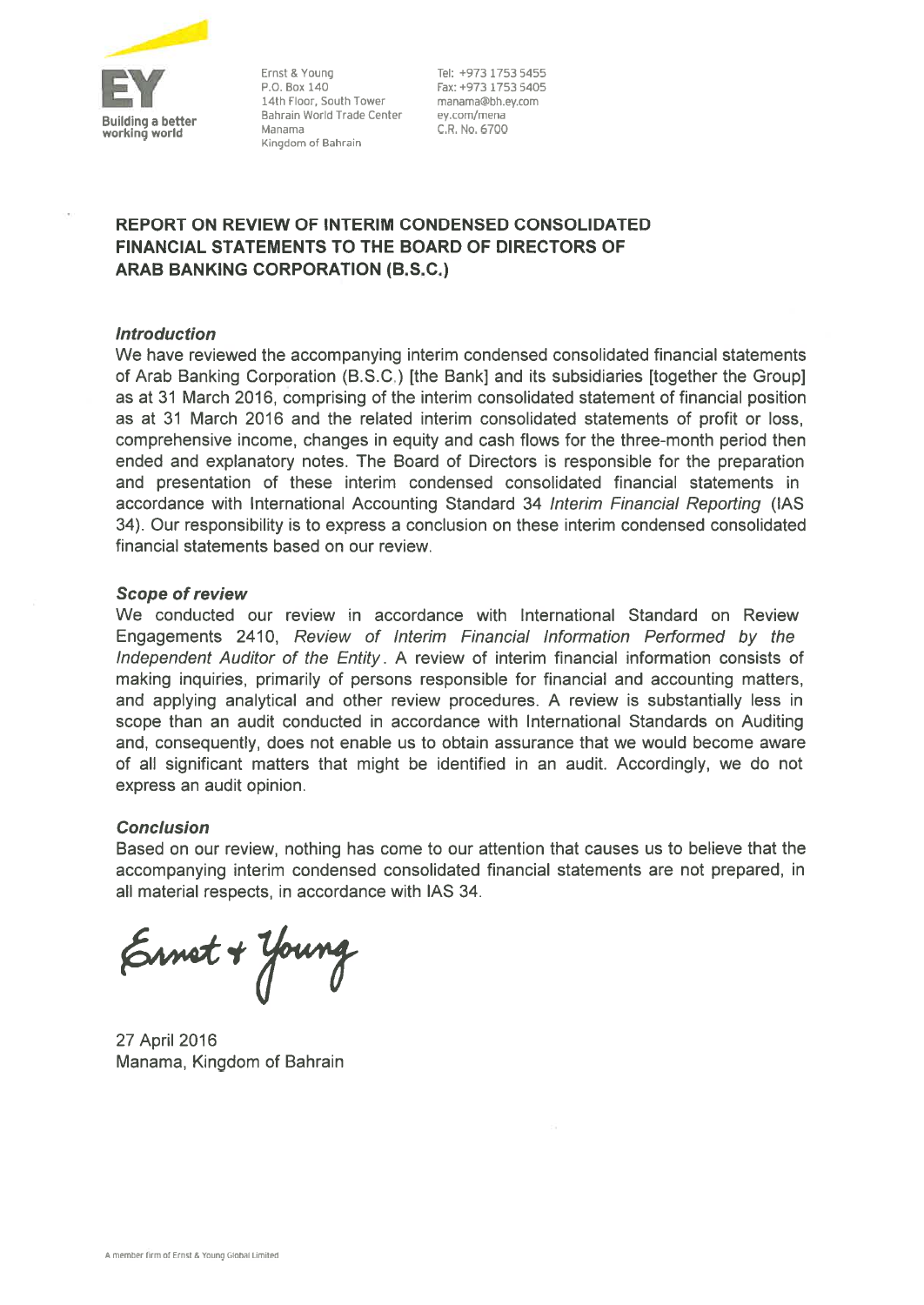Ernst & Young
P.O. Box 140
14th Floor, South Tower
Bahrain World Trade Center
Manama
Kingdom of Bahrain

Tel: +973 1753 5455
Fax: +973 1753 5405
manama@bh.ey.com
ey.com/mena
C.R. No. 6700

**REPORT ON REVIEW OF INTERIM CONDENSED CONSOLIDATED FINANCIAL STATEMENTS TO THE BOARD OF DIRECTORS OF ARAB BANKING CORPORATION (B.S.C.)**

***Introduction***

We have reviewed the accompanying interim condensed consolidated financial statements of Arab Banking Corporation (B.S.C.) [the Bank] and its subsidiaries [together the Group] as at 31 March 2016, comprising of the interim consolidated statement of financial position as at 31 March 2016 and the related interim consolidated statements of profit or loss, comprehensive income, changes in equity and cash flows for the three-month period then ended and explanatory notes. The Board of Directors is responsible for the preparation and presentation of these interim condensed consolidated financial statements in accordance with International Accounting Standard 34 *Interim Financial Reporting* (IAS 34). Our responsibility is to express a conclusion on these interim condensed consolidated financial statements based on our review.

***Scope of review***

We conducted our review in accordance with International Standard on Review Engagements 2410, *Review of Interim Financial Information Performed by the Independent Auditor of the Entity*. A review of interim financial information consists of making inquiries, primarily of persons responsible for financial and accounting matters, and applying analytical and other review procedures. A review is substantially less in scope than an audit conducted in accordance with International Standards on Auditing and, consequently, does not enable us to obtain assurance that we would become aware of all significant matters that might be identified in an audit. Accordingly, we do not express an audit opinion.

***Conclusion***

Based on our review, nothing has come to our attention that causes us to believe that the accompanying interim condensed consolidated financial statements are not prepared, in all material respects, in accordance with IAS 34.

Ernst + Young

27 April 2016
Manama, Kingdom of Bahrain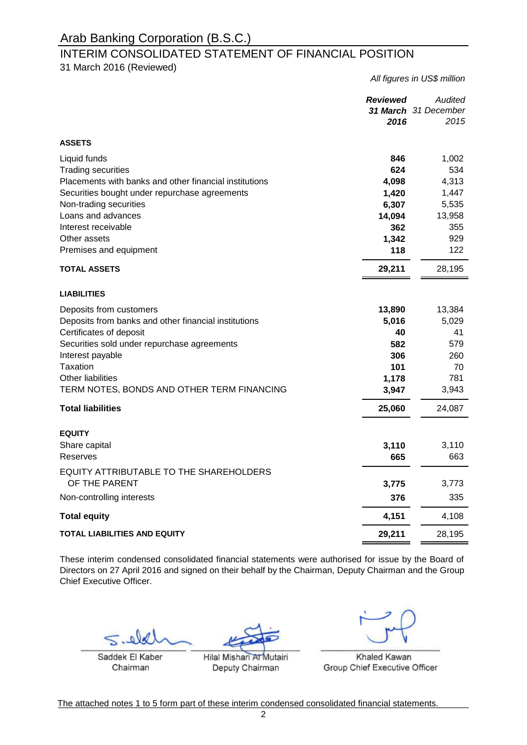# Arab Banking Corporation (B.S.C.)

## INTERIM CONSOLIDATED STATEMENT OF FINANCIAL POSITION

31 March 2016 (Reviewed)

*All figures in US$ million*

| | ***Reviewed 31 March 2016*** | *Audited 31 December 2015* |
|---|---|---|
| **ASSETS** | | |
| Liquid funds | **846** | 1,002 |
| Trading securities | **624** | 534 |
| Placements with banks and other financial institutions | **4,098** | 4,313 |
| Securities bought under repurchase agreements | **1,420** | 1,447 |
| Non-trading securities | **6,307** | 5,535 |
| Loans and advances | **14,094** | 13,958 |
| Interest receivable | **362** | 355 |
| Other assets | **1,342** | 929 |
| Premises and equipment | **118** | 122 |
| **TOTAL ASSETS** | **29,211** | 28,195 |
| **LIABILITIES** | | |
| Deposits from customers | **13,890** | 13,384 |
| Deposits from banks and other financial institutions | **5,016** | 5,029 |
| Certificates of deposit | **40** | 41 |
| Securities sold under repurchase agreements | **582** | 579 |
| Interest payable | **306** | 260 |
| Taxation | **101** | 70 |
| Other liabilities | **1,178** | 781 |
| TERM NOTES, BONDS AND OTHER TERM FINANCING | **3,947** | 3,943 |
| **Total liabilities** | **25,060** | 24,087 |
| **EQUITY** | | |
| Share capital | **3,110** | 3,110 |
| Reserves | **665** | 663 |
| EQUITY ATTRIBUTABLE TO THE SHAREHOLDERS OF THE PARENT | **3,775** | 3,773 |
| Non-controlling interests | **376** | 335 |
| **Total equity** | **4,151** | 4,108 |
| **TOTAL LIABILITIES AND EQUITY** | **29,211** | 28,195 |

These interim condensed consolidated financial statements were authorised for issue by the Board of Directors on 27 April 2016 and signed on their behalf by the Chairman, Deputy Chairman and the Group Chief Executive Officer.

| Saddek El Kaber | Hilal Mishari Al Mutairi | Khaled Kawan |
|---|---|---|
| Chairman | Deputy Chairman | Group Chief Executive Officer |

The attached notes 1 to 5 form part of these interim condensed consolidated financial statements.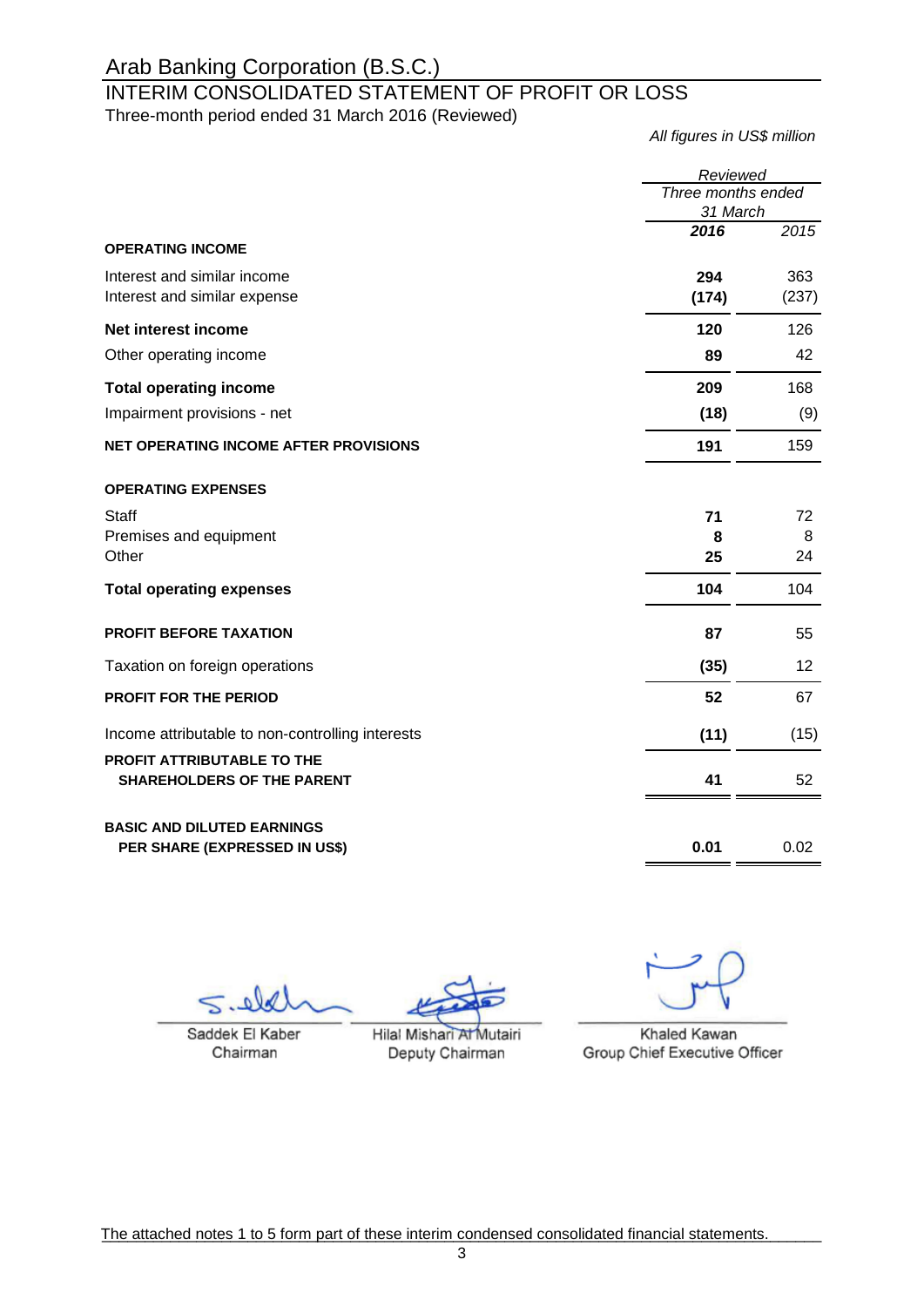# Arab Banking Corporation (B.S.C.)

## INTERIM CONSOLIDATED STATEMENT OF PROFIT OR LOSS

Three-month period ended 31 March 2016 (Reviewed)

*All figures in US$ million*

| | *Reviewed* | |
|---|---|---|
| | *Three months ended 31 March* | |
| | ***2016*** | *2015* |
| **OPERATING INCOME** | | |
| Interest and similar income | **294** | 363 |
| Interest and similar expense | **(174)** | (237) |
| **Net interest income** | **120** | 126 |
| Other operating income | **89** | 42 |
| **Total operating income** | **209** | 168 |
| Impairment provisions - net | **(18)** | (9) |
| **NET OPERATING INCOME AFTER PROVISIONS** | **191** | 159 |
| **OPERATING EXPENSES** | | |
| Staff | **71** | 72 |
| Premises and equipment | **8** | 8 |
| Other | **25** | 24 |
| **Total operating expenses** | **104** | 104 |
| **PROFIT BEFORE TAXATION** | **87** | 55 |
| Taxation on foreign operations | **(35)** | 12 |
| **PROFIT FOR THE PERIOD** | **52** | 67 |
| Income attributable to non-controlling interests | **(11)** | (15) |
| **PROFIT ATTRIBUTABLE TO THE SHAREHOLDERS OF THE PARENT** | **41** | 52 |
| **BASIC AND DILUTED EARNINGS PER SHARE (EXPRESSED IN US$)** | **0.01** | 0.02 |

Saddek El Kaber
Chairman

Hilal Mishari Al Mutairi
Deputy Chairman

Khaled Kawan
Group Chief Executive Officer

The attached notes 1 to 5 form part of these interim condensed consolidated financial statements.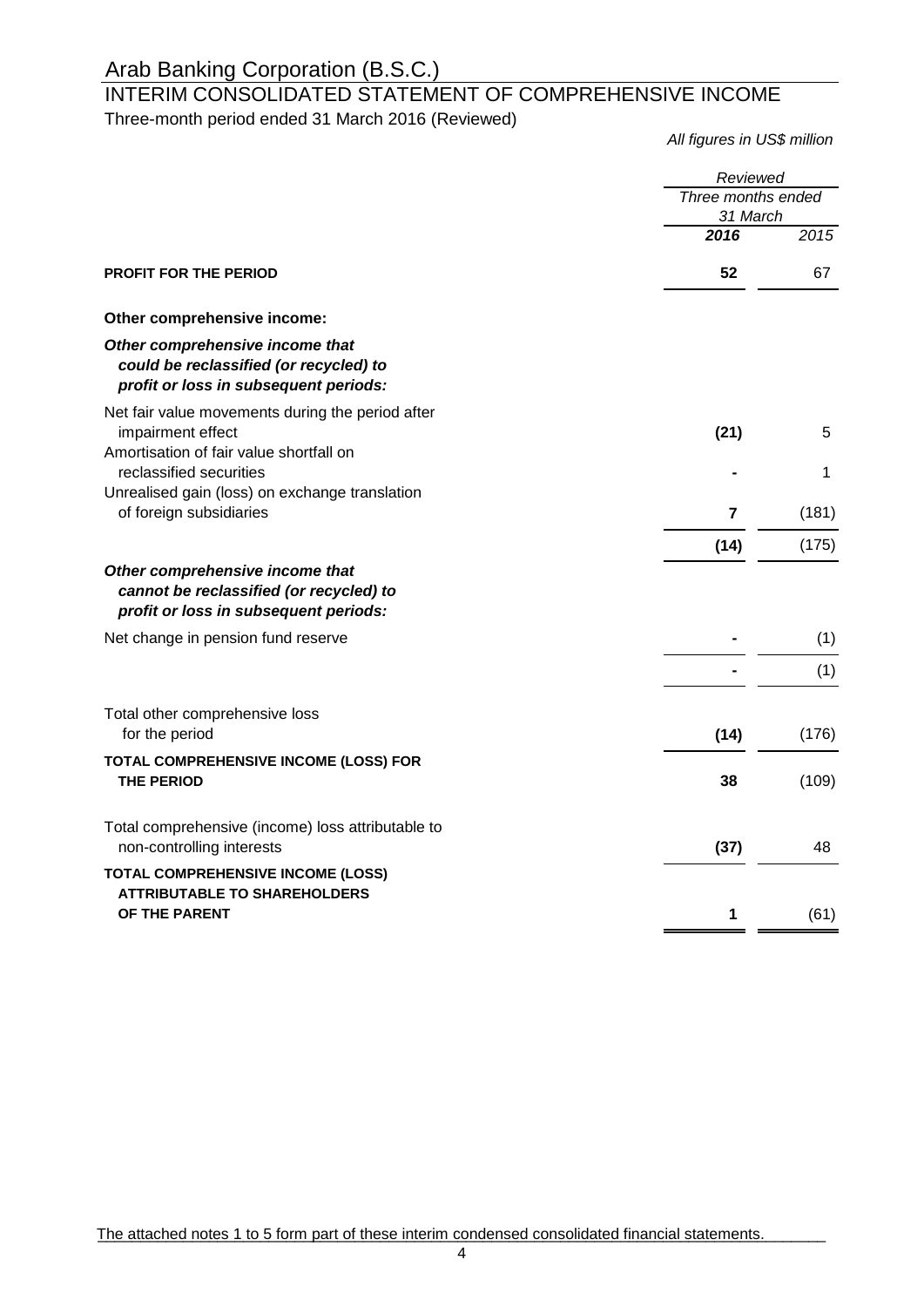# Arab Banking Corporation (B.S.C.)

## INTERIM CONSOLIDATED STATEMENT OF COMPREHENSIVE INCOME

Three-month period ended 31 March 2016 (Reviewed)

*All figures in US$ million*

| | Reviewed | |
|---|---|---|
| | Three months ended 31 March | |
| | **2016** | 2015 |
| **PROFIT FOR THE PERIOD** | **52** | 67 |
| **Other comprehensive income:** | | |
| ***Other comprehensive income that could be reclassified (or recycled) to profit or loss in subsequent periods:*** | | |
| Net fair value movements during the period after impairment effect | **(21)** | 5 |
| Amortisation of fair value shortfall on reclassified securities | **-** | 1 |
| Unrealised gain (loss) on exchange translation of foreign subsidiaries | **7** | (181) |
| | **(14)** | (175) |
| ***Other comprehensive income that cannot be reclassified (or recycled) to profit or loss in subsequent periods:*** | | |
| Net change in pension fund reserve | **-** | (1) |
| | **-** | (1) |
| Total other comprehensive loss for the period | **(14)** | (176) |
| **TOTAL COMPREHENSIVE INCOME (LOSS) FOR THE PERIOD** | **38** | (109) |
| Total comprehensive (income) loss attributable to non-controlling interests | **(37)** | 48 |
| **TOTAL COMPREHENSIVE INCOME (LOSS) ATTRIBUTABLE TO SHAREHOLDERS OF THE PARENT** | **1** | (61) |

The attached notes 1 to 5 form part of these interim condensed consolidated financial statements.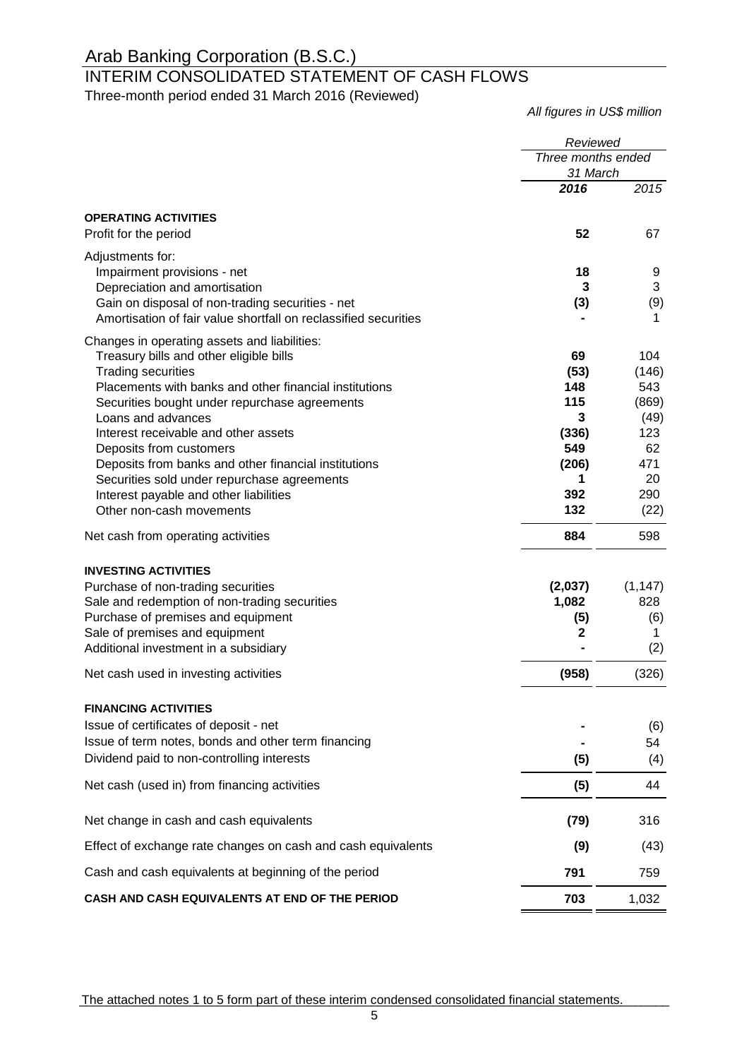# Arab Banking Corporation (B.S.C.)

## INTERIM CONSOLIDATED STATEMENT OF CASH FLOWS

Three-month period ended 31 March 2016 (Reviewed)

*All figures in US$ million*

| | *Reviewed* | |
|---|---|---|
| | *Three months ended 31 March* | |
| | ***2016*** | *2015* |
| **OPERATING ACTIVITIES** | | |
| Profit for the period | **52** | 67 |
| Adjustments for: | | |
| Impairment provisions - net | **18** | 9 |
| Depreciation and amortisation | **3** | 3 |
| Gain on disposal of non-trading securities - net | **(3)** | (9) |
| Amortisation of fair value shortfall on reclassified securities | **-** | 1 |
| Changes in operating assets and liabilities: | | |
| Treasury bills and other eligible bills | **69** | 104 |
| Trading securities | **(53)** | (146) |
| Placements with banks and other financial institutions | **148** | 543 |
| Securities bought under repurchase agreements | **115** | (869) |
| Loans and advances | **3** | (49) |
| Interest receivable and other assets | **(336)** | 123 |
| Deposits from customers | **549** | 62 |
| Deposits from banks and other financial institutions | **(206)** | 471 |
| Securities sold under repurchase agreements | **1** | 20 |
| Interest payable and other liabilities | **392** | 290 |
| Other non-cash movements | **132** | (22) |
| Net cash from operating activities | **884** | 598 |
| **INVESTING ACTIVITIES** | | |
| Purchase of non-trading securities | **(2,037)** | (1,147) |
| Sale and redemption of non-trading securities | **1,082** | 828 |
| Purchase of premises and equipment | **(5)** | (6) |
| Sale of premises and equipment | **2** | 1 |
| Additional investment in a subsidiary | **-** | (2) |
| Net cash used in investing activities | **(958)** | (326) |
| **FINANCING ACTIVITIES** | | |
| Issue of certificates of deposit - net | **-** | (6) |
| Issue of term notes, bonds and other term financing | **-** | 54 |
| Dividend paid to non-controlling interests | **(5)** | (4) |
| Net cash (used in) from financing activities | **(5)** | 44 |
| Net change in cash and cash equivalents | **(79)** | 316 |
| Effect of exchange rate changes on cash and cash equivalents | **(9)** | (43) |
| Cash and cash equivalents at beginning of the period | **791** | 759 |
| **CASH AND CASH EQUIVALENTS AT END OF THE PERIOD** | **703** | 1,032 |

The attached notes 1 to 5 form part of these interim condensed consolidated financial statements.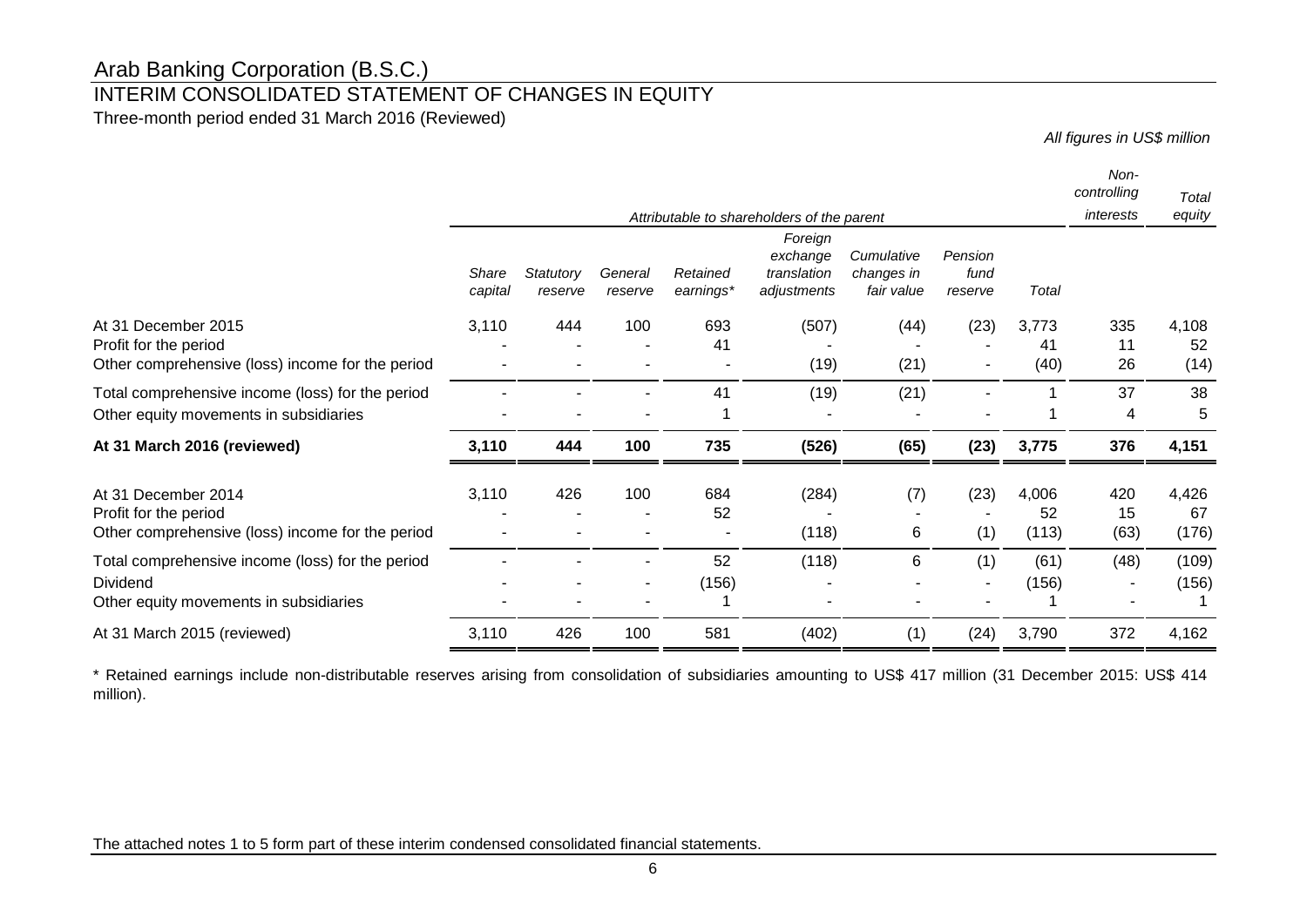# Arab Banking Corporation (B.S.C.)

## INTERIM CONSOLIDATED STATEMENT OF CHANGES IN EQUITY

Three-month period ended 31 March 2016 (Reviewed)

*All figures in US$ million*

| | *Attributable to shareholders of the parent* | | | | | | | | *Non-controlling interests* | *Total equity* |
|---|---|---|---|---|---|---|---|---|---|---|
| | *Share capital* | *Statutory reserve* | *General reserve* | *Retained earnings\** | *Foreign exchange translation adjustments* | *Cumulative changes in fair value* | *Pension fund reserve* | *Total* | | |
| At 31 December 2015 | 3,110 | 444 | 100 | 693 | (507) | (44) | (23) | 3,773 | 335 | 4,108 |
| Profit for the period | - | - | - | 41 | - | - | - | 41 | 11 | 52 |
| Other comprehensive (loss) income for the period | - | - | - | - | (19) | (21) | - | (40) | 26 | (14) |
| Total comprehensive income (loss) for the period | - | - | - | 41 | (19) | (21) | - | 1 | 37 | 38 |
| Other equity movements in subsidiaries | - | - | - | 1 | - | - | - | 1 | 4 | 5 |
| **At 31 March 2016 (reviewed)** | **3,110** | **444** | **100** | **735** | **(526)** | **(65)** | **(23)** | **3,775** | **376** | **4,151** |
| At 31 December 2014 | 3,110 | 426 | 100 | 684 | (284) | (7) | (23) | 4,006 | 420 | 4,426 |
| Profit for the period | - | - | - | 52 | - | - | - | 52 | 15 | 67 |
| Other comprehensive (loss) income for the period | - | - | - | - | (118) | 6 | (1) | (113) | (63) | (176) |
| Total comprehensive income (loss) for the period | - | - | - | 52 | (118) | 6 | (1) | (61) | (48) | (109) |
| Dividend | - | - | - | (156) | - | - | - | (156) | - | (156) |
| Other equity movements in subsidiaries | - | - | - | 1 | - | - | - | 1 | - | 1 |
| At 31 March 2015 (reviewed) | 3,110 | 426 | 100 | 581 | (402) | (1) | (24) | 3,790 | 372 | 4,162 |

\* Retained earnings include non-distributable reserves arising from consolidation of subsidiaries amounting to US$ 417 million (31 December 2015: US$ 414 million).

The attached notes 1 to 5 form part of these interim condensed consolidated financial statements.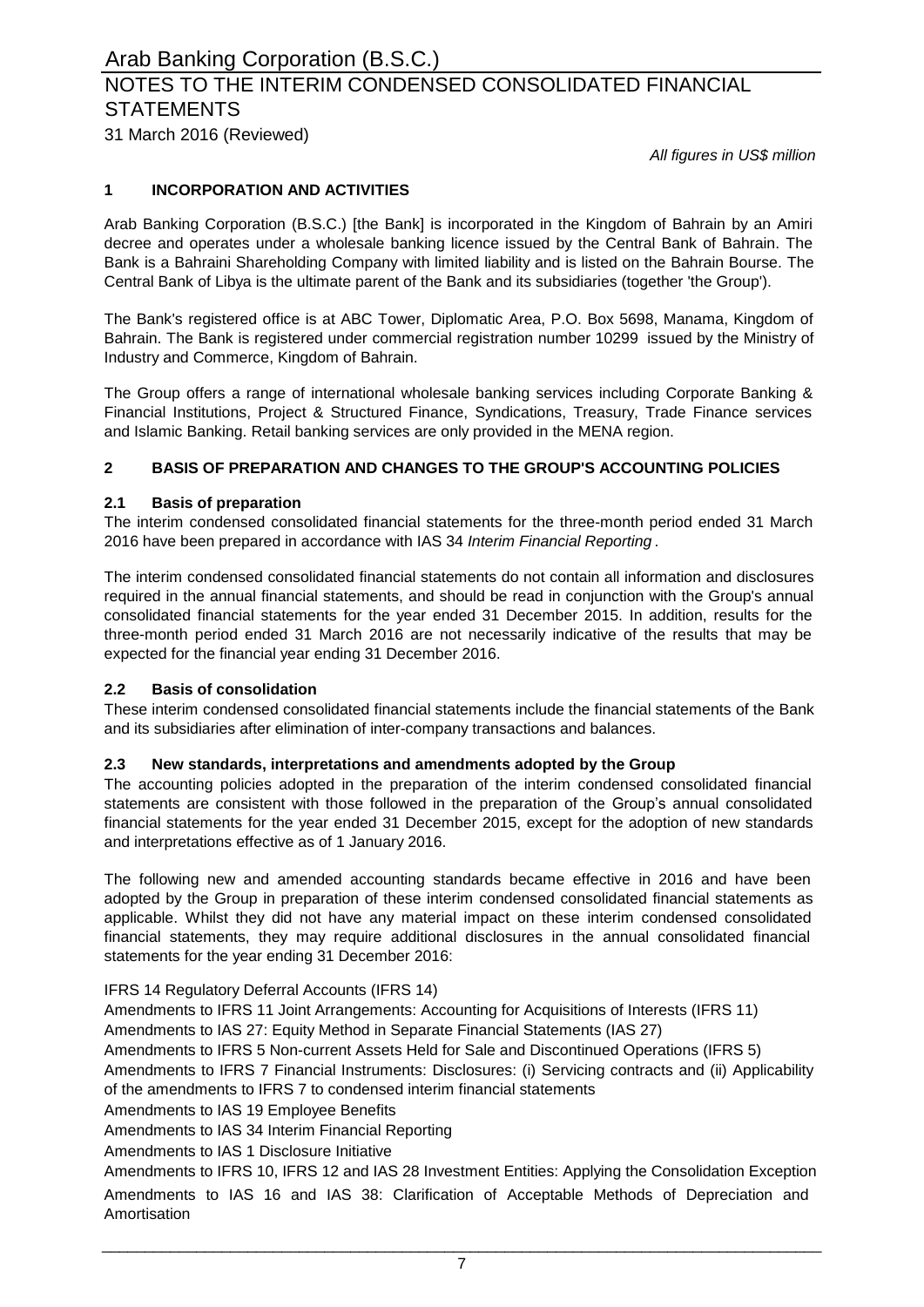# Arab Banking Corporation (B.S.C.)

## NOTES TO THE INTERIM CONDENSED CONSOLIDATED FINANCIAL STATEMENTS

31 March 2016 (Reviewed)

*All figures in US$ million*

### 1 INCORPORATION AND ACTIVITIES

Arab Banking Corporation (B.S.C.) [the Bank] is incorporated in the Kingdom of Bahrain by an Amiri decree and operates under a wholesale banking licence issued by the Central Bank of Bahrain. The Bank is a Bahraini Shareholding Company with limited liability and is listed on the Bahrain Bourse. The Central Bank of Libya is the ultimate parent of the Bank and its subsidiaries (together 'the Group').

The Bank's registered office is at ABC Tower, Diplomatic Area, P.O. Box 5698, Manama, Kingdom of Bahrain. The Bank is registered under commercial registration number 10299 issued by the Ministry of Industry and Commerce, Kingdom of Bahrain.

The Group offers a range of international wholesale banking services including Corporate Banking & Financial Institutions, Project & Structured Finance, Syndications, Treasury, Trade Finance services and Islamic Banking. Retail banking services are only provided in the MENA region.

### 2 BASIS OF PREPARATION AND CHANGES TO THE GROUP'S ACCOUNTING POLICIES

#### 2.1 Basis of preparation

The interim condensed consolidated financial statements for the three-month period ended 31 March 2016 have been prepared in accordance with IAS 34 *Interim Financial Reporting*.

The interim condensed consolidated financial statements do not contain all information and disclosures required in the annual financial statements, and should be read in conjunction with the Group's annual consolidated financial statements for the year ended 31 December 2015. In addition, results for the three-month period ended 31 March 2016 are not necessarily indicative of the results that may be expected for the financial year ending 31 December 2016.

#### 2.2 Basis of consolidation

These interim condensed consolidated financial statements include the financial statements of the Bank and its subsidiaries after elimination of inter-company transactions and balances.

#### 2.3 New standards, interpretations and amendments adopted by the Group

The accounting policies adopted in the preparation of the interim condensed consolidated financial statements are consistent with those followed in the preparation of the Group's annual consolidated financial statements for the year ended 31 December 2015, except for the adoption of new standards and interpretations effective as of 1 January 2016.

The following new and amended accounting standards became effective in 2016 and have been adopted by the Group in preparation of these interim condensed consolidated financial statements as applicable. Whilst they did not have any material impact on these interim condensed consolidated financial statements, they may require additional disclosures in the annual consolidated financial statements for the year ending 31 December 2016:

IFRS 14 Regulatory Deferral Accounts (IFRS 14)
Amendments to IFRS 11 Joint Arrangements: Accounting for Acquisitions of Interests (IFRS 11)
Amendments to IAS 27: Equity Method in Separate Financial Statements (IAS 27)
Amendments to IFRS 5 Non-current Assets Held for Sale and Discontinued Operations (IFRS 5)
Amendments to IFRS 7 Financial Instruments: Disclosures: (i) Servicing contracts and (ii) Applicability of the amendments to IFRS 7 to condensed interim financial statements
Amendments to IAS 19 Employee Benefits
Amendments to IAS 34 Interim Financial Reporting
Amendments to IAS 1 Disclosure Initiative
Amendments to IFRS 10, IFRS 12 and IAS 28 Investment Entities: Applying the Consolidation Exception
Amendments to IAS 16 and IAS 38: Clarification of Acceptable Methods of Depreciation and Amortisation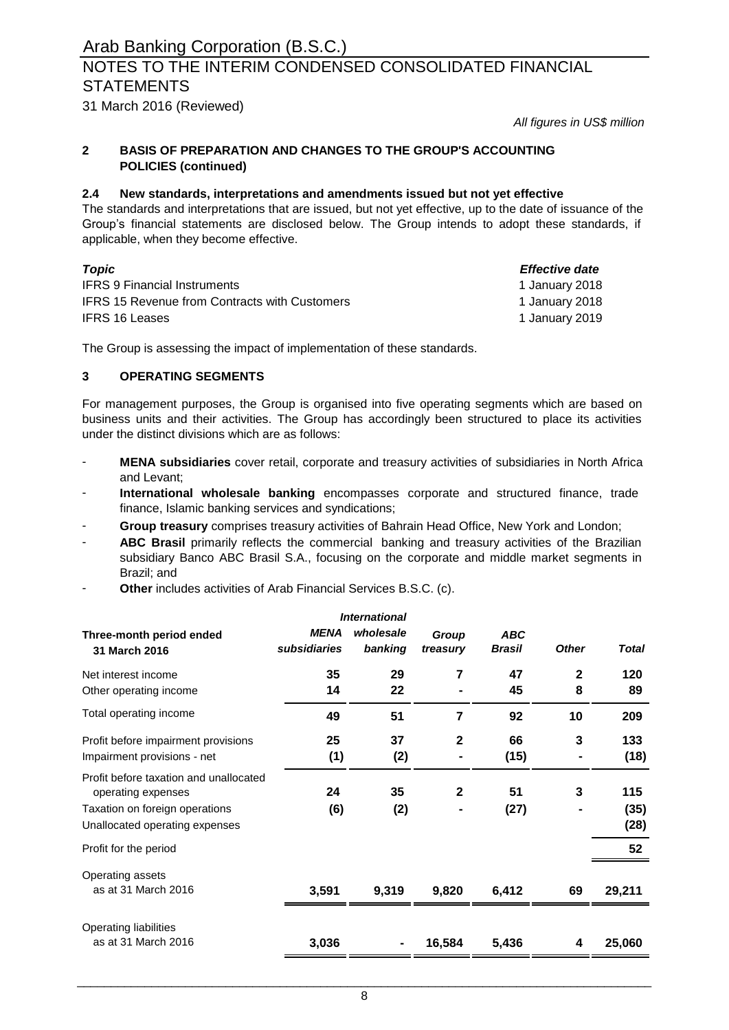# Arab Banking Corporation (B.S.C.)

## NOTES TO THE INTERIM CONDENSED CONSOLIDATED FINANCIAL STATEMENTS

31 March 2016 (Reviewed)

*All figures in US$ million*

### 2 BASIS OF PREPARATION AND CHANGES TO THE GROUP'S ACCOUNTING POLICIES (continued)

#### 2.4 New standards, interpretations and amendments issued but not yet effective

The standards and interpretations that are issued, but not yet effective, up to the date of issuance of the Group's financial statements are disclosed below. The Group intends to adopt these standards, if applicable, when they become effective.

| *Topic* | *Effective date* |
|---|---|
| IFRS 9 Financial Instruments | 1 January 2018 |
| IFRS 15 Revenue from Contracts with Customers | 1 January 2018 |
| IFRS 16 Leases | 1 January 2019 |

The Group is assessing the impact of implementation of these standards.

### 3 OPERATING SEGMENTS

For management purposes, the Group is organised into five operating segments which are based on business units and their activities. The Group has accordingly been structured to place its activities under the distinct divisions which are as follows:

- **MENA subsidiaries** cover retail, corporate and treasury activities of subsidiaries in North Africa and Levant;
- **International wholesale banking** encompasses corporate and structured finance, trade finance, Islamic banking services and syndications;
- **Group treasury** comprises treasury activities of Bahrain Head Office, New York and London;
- **ABC Brasil** primarily reflects the commercial banking and treasury activities of the Brazilian subsidiary Banco ABC Brasil S.A., focusing on the corporate and middle market segments in Brazil; and
- **Other** includes activities of Arab Financial Services B.S.C. (c).

| Three-month period ended 31 March 2016 | *MENA subsidiaries* | *International wholesale banking* | *Group treasury* | *ABC Brasil* | *Other* | *Total* |
|---|---|---|---|---|---|---|
| Net interest income | **35** | **29** | **7** | **47** | **2** | **120** |
| Other operating income | **14** | **22** | **-** | **45** | **8** | **89** |
| Total operating income | **49** | **51** | **7** | **92** | **10** | **209** |
| Profit before impairment provisions | **25** | **37** | **2** | **66** | **3** | **133** |
| Impairment provisions - net | **(1)** | **(2)** | **-** | **(15)** | **-** | **(18)** |
| Profit before taxation and unallocated operating expenses | **24** | **35** | **2** | **51** | **3** | **115** |
| Taxation on foreign operations | **(6)** | **(2)** | **-** | **(27)** | **-** | **(35)** |
| Unallocated operating expenses | | | | | | **(28)** |
| Profit for the period | | | | | | **52** |
| Operating assets as at 31 March 2016 | **3,591** | **9,319** | **9,820** | **6,412** | **69** | **29,211** |
| Operating liabilities as at 31 March 2016 | **3,036** | **-** | **16,584** | **5,436** | **4** | **25,060** |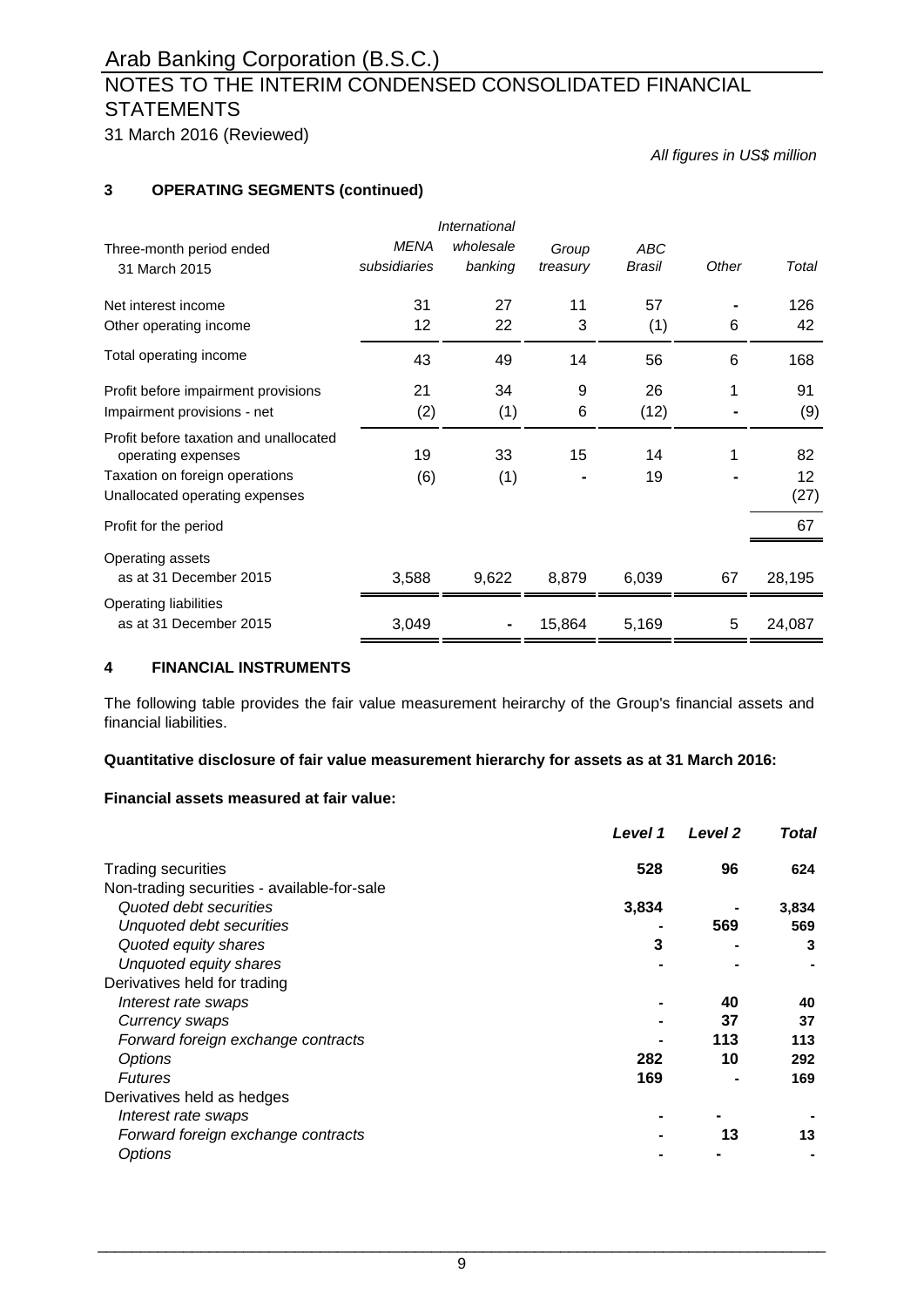# Arab Banking Corporation (B.S.C.)

## NOTES TO THE INTERIM CONDENSED CONSOLIDATED FINANCIAL STATEMENTS

31 March 2016 (Reviewed)

*All figures in US$ million*

### 3 OPERATING SEGMENTS (continued)

| Three-month period ended 31 March 2015 | *MENA subsidiaries* | *International wholesale banking* | *Group treasury* | *ABC Brasil* | *Other* | *Total* |
|---|---|---|---|---|---|---|
| Net interest income | 31 | 27 | 11 | 57 | - | 126 |
| Other operating income | 12 | 22 | 3 | (1) | 6 | 42 |
| Total operating income | 43 | 49 | 14 | 56 | 6 | 168 |
| Profit before impairment provisions | 21 | 34 | 9 | 26 | 1 | 91 |
| Impairment provisions - net | (2) | (1) | 6 | (12) | - | (9) |
| Profit before taxation and unallocated operating expenses | 19 | 33 | 15 | 14 | 1 | 82 |
| Taxation on foreign operations | (6) | (1) | - | 19 | - | 12 |
| Unallocated operating expenses | | | | | | (27) |
| Profit for the period | | | | | | 67 |
| Operating assets as at 31 December 2015 | 3,588 | 9,622 | 8,879 | 6,039 | 67 | 28,195 |
| Operating liabilities as at 31 December 2015 | 3,049 | - | 15,864 | 5,169 | 5 | 24,087 |

### 4 FINANCIAL INSTRUMENTS

The following table provides the fair value measurement heirarchy of the Group's financial assets and financial liabilities.

**Quantitative disclosure of fair value measurement hierarchy for assets as at 31 March 2016:**

**Financial assets measured at fair value:**

| | *Level 1* | *Level 2* | *Total* |
|---|---|---|---|
| Trading securities | 528 | 96 | 624 |
| Non-trading securities - available-for-sale | | | |
| *Quoted debt securities* | 3,834 | - | 3,834 |
| *Unquoted debt securities* | - | 569 | 569 |
| *Quoted equity shares* | 3 | - | 3 |
| *Unquoted equity shares* | - | - | - |
| Derivatives held for trading | | | |
| *Interest rate swaps* | - | 40 | 40 |
| *Currency swaps* | - | 37 | 37 |
| *Forward foreign exchange contracts* | - | 113 | 113 |
| *Options* | 282 | 10 | 292 |
| *Futures* | 169 | - | 169 |
| Derivatives held as hedges | | | |
| *Interest rate swaps* | - | - | - |
| *Forward foreign exchange contracts* | - | 13 | 13 |
| *Options* | - | - | - |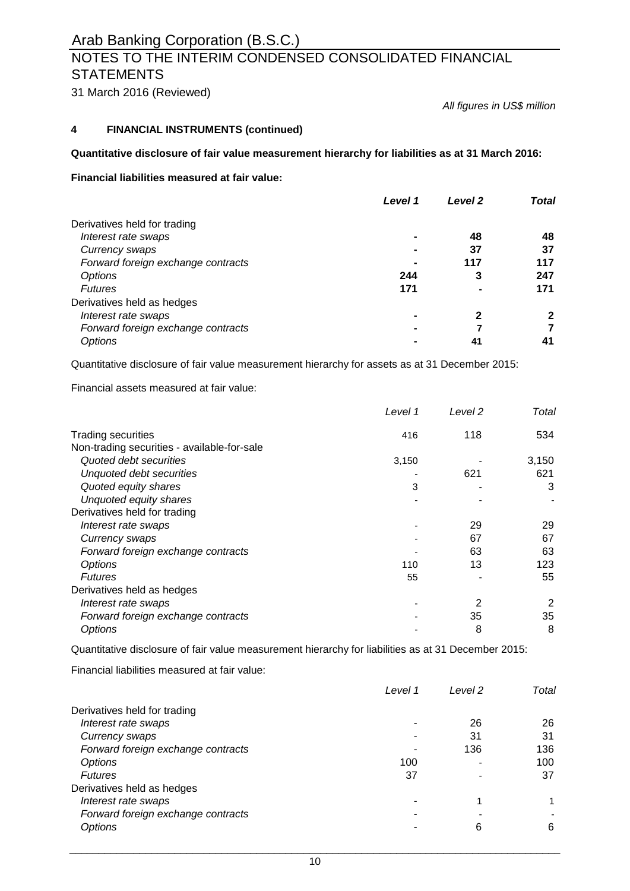# Arab Banking Corporation (B.S.C.)

## NOTES TO THE INTERIM CONDENSED CONSOLIDATED FINANCIAL STATEMENTS

31 March 2016 (Reviewed)

*All figures in US$ million*

### 4 FINANCIAL INSTRUMENTS (continued)

**Quantitative disclosure of fair value measurement hierarchy for liabilities as at 31 March 2016:**

**Financial liabilities measured at fair value:**

| | ***Level 1*** | ***Level 2*** | ***Total*** |
|---|---|---|---|
| Derivatives held for trading | | | |
| *Interest rate swaps* | **-** | **48** | **48** |
| *Currency swaps* | **-** | **37** | **37** |
| *Forward foreign exchange contracts* | **-** | **117** | **117** |
| *Options* | **244** | **3** | **247** |
| *Futures* | **171** | **-** | **171** |
| Derivatives held as hedges | | | |
| *Interest rate swaps* | **-** | **2** | **2** |
| *Forward foreign exchange contracts* | **-** | **7** | **7** |
| *Options* | **-** | **41** | **41** |

Quantitative disclosure of fair value measurement hierarchy for assets as at 31 December 2015:

Financial assets measured at fair value:

| | *Level 1* | *Level 2* | *Total* |
|---|---|---|---|
| Trading securities | 416 | 118 | 534 |
| Non-trading securities - available-for-sale | | | |
| *Quoted debt securities* | 3,150 | - | 3,150 |
| *Unquoted debt securities* | - | 621 | 621 |
| *Quoted equity shares* | 3 | - | 3 |
| *Unquoted equity shares* | - | - | - |
| Derivatives held for trading | | | |
| *Interest rate swaps* | - | 29 | 29 |
| *Currency swaps* | - | 67 | 67 |
| *Forward foreign exchange contracts* | - | 63 | 63 |
| *Options* | 110 | 13 | 123 |
| *Futures* | 55 | - | 55 |
| Derivatives held as hedges | | | |
| *Interest rate swaps* | - | 2 | 2 |
| *Forward foreign exchange contracts* | - | 35 | 35 |
| *Options* | - | 8 | 8 |

Quantitative disclosure of fair value measurement hierarchy for liabilities as at 31 December 2015:

Financial liabilities measured at fair value:

| | *Level 1* | *Level 2* | *Total* |
|---|---|---|---|
| Derivatives held for trading | | | |
| *Interest rate swaps* | - | 26 | 26 |
| *Currency swaps* | - | 31 | 31 |
| *Forward foreign exchange contracts* | - | 136 | 136 |
| *Options* | 100 | - | 100 |
| *Futures* | 37 | - | 37 |
| Derivatives held as hedges | | | |
| *Interest rate swaps* | - | 1 | 1 |
| *Forward foreign exchange contracts* | - | - | - |
| *Options* | - | 6 | 6 |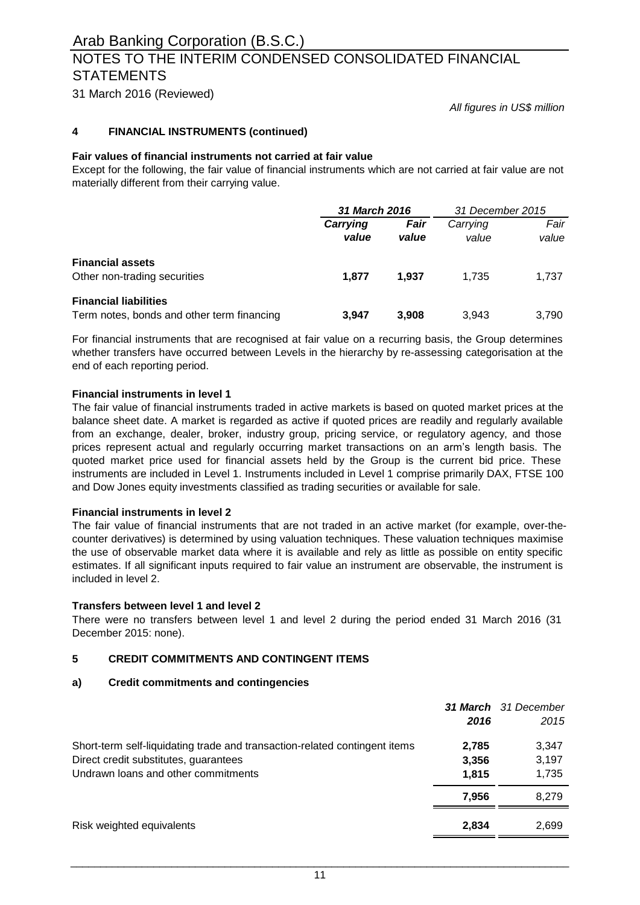# Arab Banking Corporation (B.S.C.)

## NOTES TO THE INTERIM CONDENSED CONSOLIDATED FINANCIAL STATEMENTS

31 March 2016 (Reviewed)

*All figures in US$ million*

### 4 FINANCIAL INSTRUMENTS (continued)

**Fair values of financial instruments not carried at fair value**

Except for the following, the fair value of financial instruments which are not carried at fair value are not materially different from their carrying value.

| | ***31 March 2016*** | | *31 December 2015* | |
|---|---|---|---|---|
| | ***Carrying value*** | ***Fair value*** | *Carrying value* | *Fair value* |
| **Financial assets** | | | | |
| Other non-trading securities | **1,877** | **1,937** | 1,735 | 1,737 |
| **Financial liabilities** | | | | |
| Term notes, bonds and other term financing | **3,947** | **3,908** | 3,943 | 3,790 |

For financial instruments that are recognised at fair value on a recurring basis, the Group determines whether transfers have occurred between Levels in the hierarchy by re-assessing categorisation at the end of each reporting period.

**Financial instruments in level 1**

The fair value of financial instruments traded in active markets is based on quoted market prices at the balance sheet date. A market is regarded as active if quoted prices are readily and regularly available from an exchange, dealer, broker, industry group, pricing service, or regulatory agency, and those prices represent actual and regularly occurring market transactions on an arm's length basis. The quoted market price used for financial assets held by the Group is the current bid price. These instruments are included in Level 1. Instruments included in Level 1 comprise primarily DAX, FTSE 100 and Dow Jones equity investments classified as trading securities or available for sale.

**Financial instruments in level 2**

The fair value of financial instruments that are not traded in an active market (for example, over-the-counter derivatives) is determined by using valuation techniques. These valuation techniques maximise the use of observable market data where it is available and rely as little as possible on entity specific estimates. If all significant inputs required to fair value an instrument are observable, the instrument is included in level 2.

**Transfers between level 1 and level 2**

There were no transfers between level 1 and level 2 during the period ended 31 March 2016 (31 December 2015: none).

### 5 CREDIT COMMITMENTS AND CONTINGENT ITEMS

#### a) Credit commitments and contingencies

| | ***31 March 2016*** | *31 December 2015* |
|---|---|---|
| Short-term self-liquidating trade and transaction-related contingent items | **2,785** | 3,347 |
| Direct credit substitutes, guarantees | **3,356** | 3,197 |
| Undrawn loans and other commitments | **1,815** | 1,735 |
| | **7,956** | 8,279 |
| Risk weighted equivalents | **2,834** | 2,699 |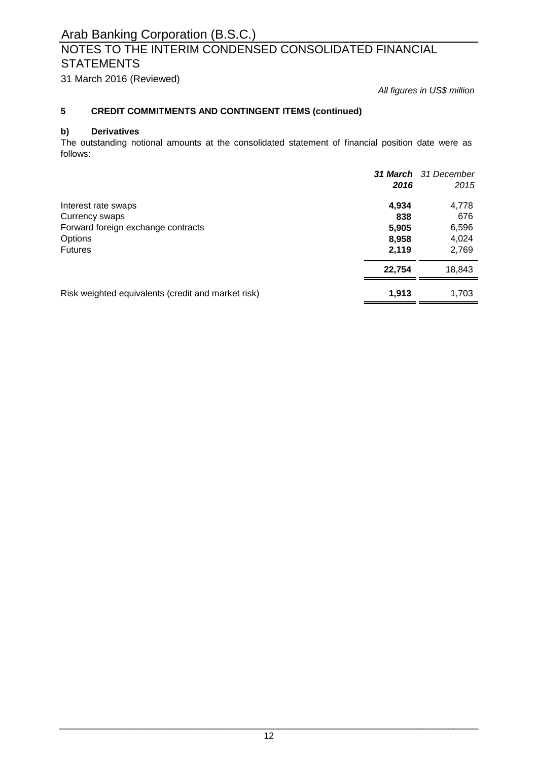# Arab Banking Corporation (B.S.C.)

## NOTES TO THE INTERIM CONDENSED CONSOLIDATED FINANCIAL STATEMENTS

31 March 2016 (Reviewed)

*All figures in US$ million*

### 5 CREDIT COMMITMENTS AND CONTINGENT ITEMS (continued)

#### b) Derivatives

The outstanding notional amounts at the consolidated statement of financial position date were as follows:

| | ***31 March 2016*** | *31 December 2015* |
|---|---|---|
| Interest rate swaps | **4,934** | 4,778 |
| Currency swaps | **838** | 676 |
| Forward foreign exchange contracts | **5,905** | 6,596 |
| Options | **8,958** | 4,024 |
| Futures | **2,119** | 2,769 |
| | **22,754** | 18,843 |
| Risk weighted equivalents (credit and market risk) | **1,913** | 1,703 |